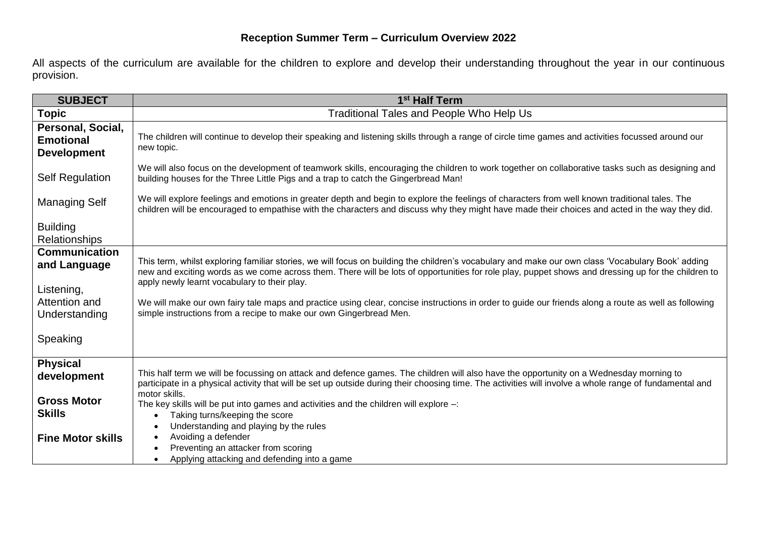# Reception Summer Term – Curriculum Overview 2022

All aspects of the curriculum are available for the children to explore and develop their understanding throughout the year in our continuous provision.

| SUBJECT | 1st Half Term |
|---|---|
| **Topic** | Traditional Tales and People Who Help Us |
| **Personal, Social, Emotional Development**<br><br>Self Regulation<br><br>Managing Self<br><br>Building Relationships | The children will continue to develop their speaking and listening skills through a range of circle time games and activities focussed around our new topic.<br><br>We will also focus on the development of teamwork skills, encouraging the children to work together on collaborative tasks such as designing and building houses for the Three Little Pigs and a trap to catch the Gingerbread Man!<br><br>We will explore feelings and emotions in greater depth and begin to explore the feelings of characters from well known traditional tales. The children will be encouraged to empathise with the characters and discuss why they might have made their choices and acted in the way they did. |
| **Communication and Language**<br><br>Listening, Attention and Understanding<br><br>Speaking | This term, whilst exploring familiar stories, we will focus on building the children's vocabulary and make our own class 'Vocabulary Book' adding new and exciting words as we come across them. There will be lots of opportunities for role play, puppet shows and dressing up for the children to apply newly learnt vocabulary to their play.<br><br>We will make our own fairy tale maps and practice using clear, concise instructions in order to guide our friends along a route as well as following simple instructions from a recipe to make our own Gingerbread Men. |
| **Physical development**<br><br>**Gross Motor Skills**<br><br>**Fine Motor skills** | This half term we will be focussing on attack and defence games. The children will also have the opportunity on a Wednesday morning to participate in a physical activity that will be set up outside during their choosing time. The activities will involve a whole range of fundamental and motor skills.<br>The key skills will be put into games and activities and the children will explore –:<br>• Taking turns/keeping the score<br>• Understanding and playing by the rules<br>• Avoiding a defender<br>• Preventing an attacker from scoring<br>• Applying attacking and defending into a game |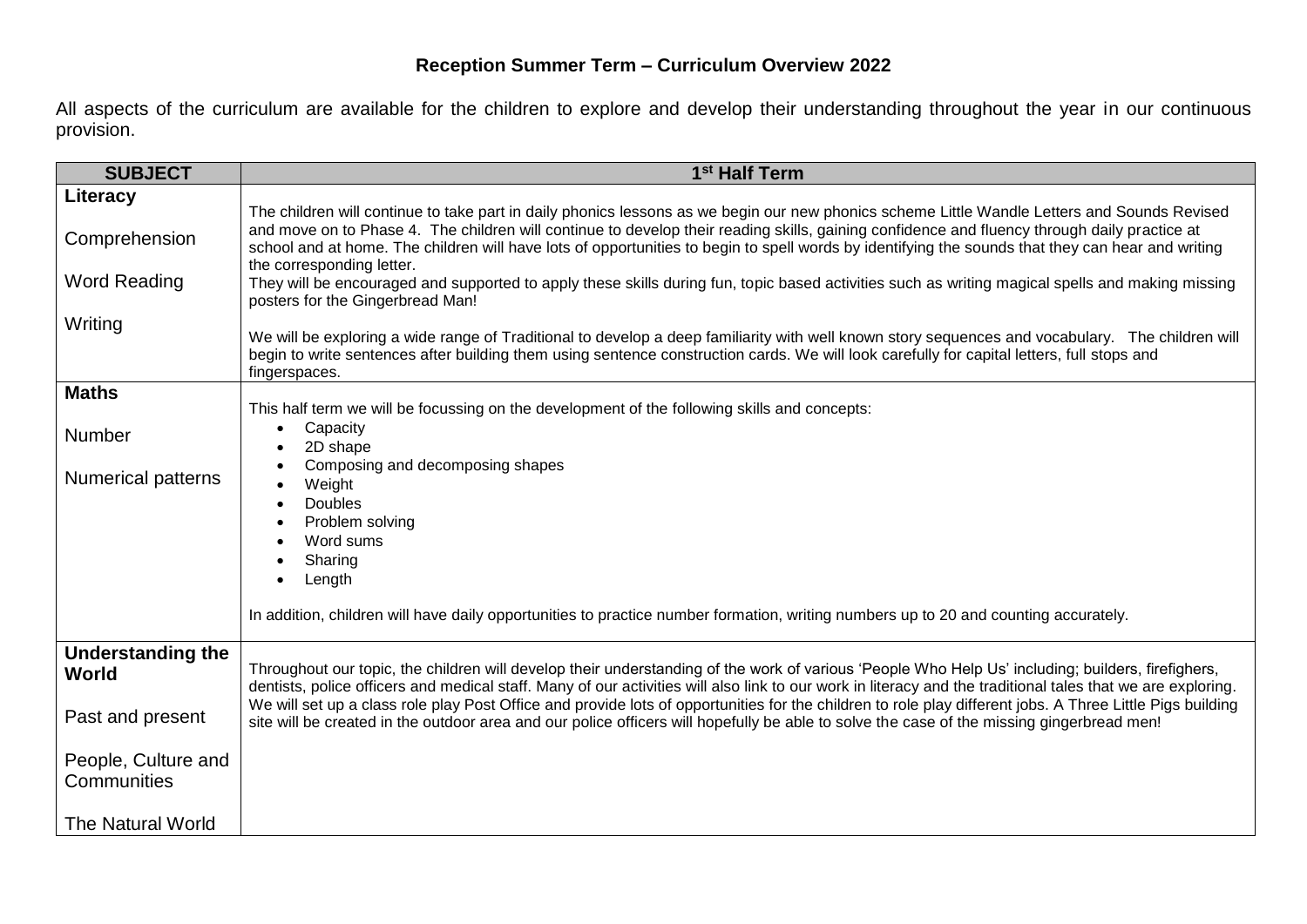**Reception Summer Term – Curriculum Overview 2022**

All aspects of the curriculum are available for the children to explore and develop their understanding throughout the year in our continuous provision.

| SUBJECT | 1st Half Term |
| --- | --- |
| **Literacy**<br><br>Comprehension<br><br>Word Reading<br><br>Writing | The children will continue to take part in daily phonics lessons as we begin our new phonics scheme Little Wandle Letters and Sounds Revised and move on to Phase 4. The children will continue to develop their reading skills, gaining confidence and fluency through daily practice at school and at home. The children will have lots of opportunities to begin to spell words by identifying the sounds that they can hear and writing the corresponding letter.<br>They will be encouraged and supported to apply these skills during fun, topic based activities such as writing magical spells and making missing posters for the Gingerbread Man!<br><br>We will be exploring a wide range of Traditional to develop a deep familiarity with well known story sequences and vocabulary. The children will begin to write sentences after building them using sentence construction cards. We will look carefully for capital letters, full stops and fingerspaces. |
| **Maths**<br><br>Number<br><br>Numerical patterns | This half term we will be focussing on the development of the following skills and concepts:<br>• Capacity<br>• 2D shape<br>• Composing and decomposing shapes<br>• Weight<br>• Doubles<br>• Problem solving<br>• Word sums<br>• Sharing<br>• Length<br><br>In addition, children will have daily opportunities to practice number formation, writing numbers up to 20 and counting accurately. |
| **Understanding the World**<br><br>Past and present<br><br>People, Culture and Communities<br><br>The Natural World | Throughout our topic, the children will develop their understanding of the work of various 'People Who Help Us' including; builders, firefighers, dentists, police officers and medical staff. Many of our activities will also link to our work in literacy and the traditional tales that we are exploring. We will set up a class role play Post Office and provide lots of opportunities for the children to role play different jobs. A Three Little Pigs building site will be created in the outdoor area and our police officers will hopefully be able to solve the case of the missing gingerbread men! |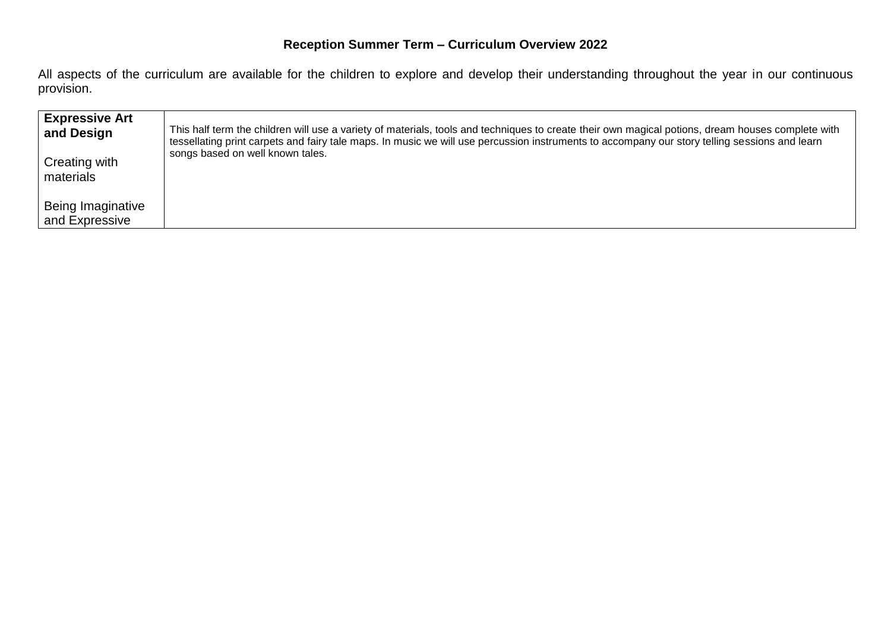**Reception Summer Term – Curriculum Overview 2022**

All aspects of the curriculum are available for the children to explore and develop their understanding throughout the year in our continuous provision.

| | |
|---|---|
| **Expressive Art and Design**<br><br>Creating with materials<br><br>Being Imaginative and Expressive | This half term the children will use a variety of materials, tools and techniques to create their own magical potions, dream houses complete with tessellating print carpets and fairy tale maps. In music we will use percussion instruments to accompany our story telling sessions and learn songs based on well known tales. |